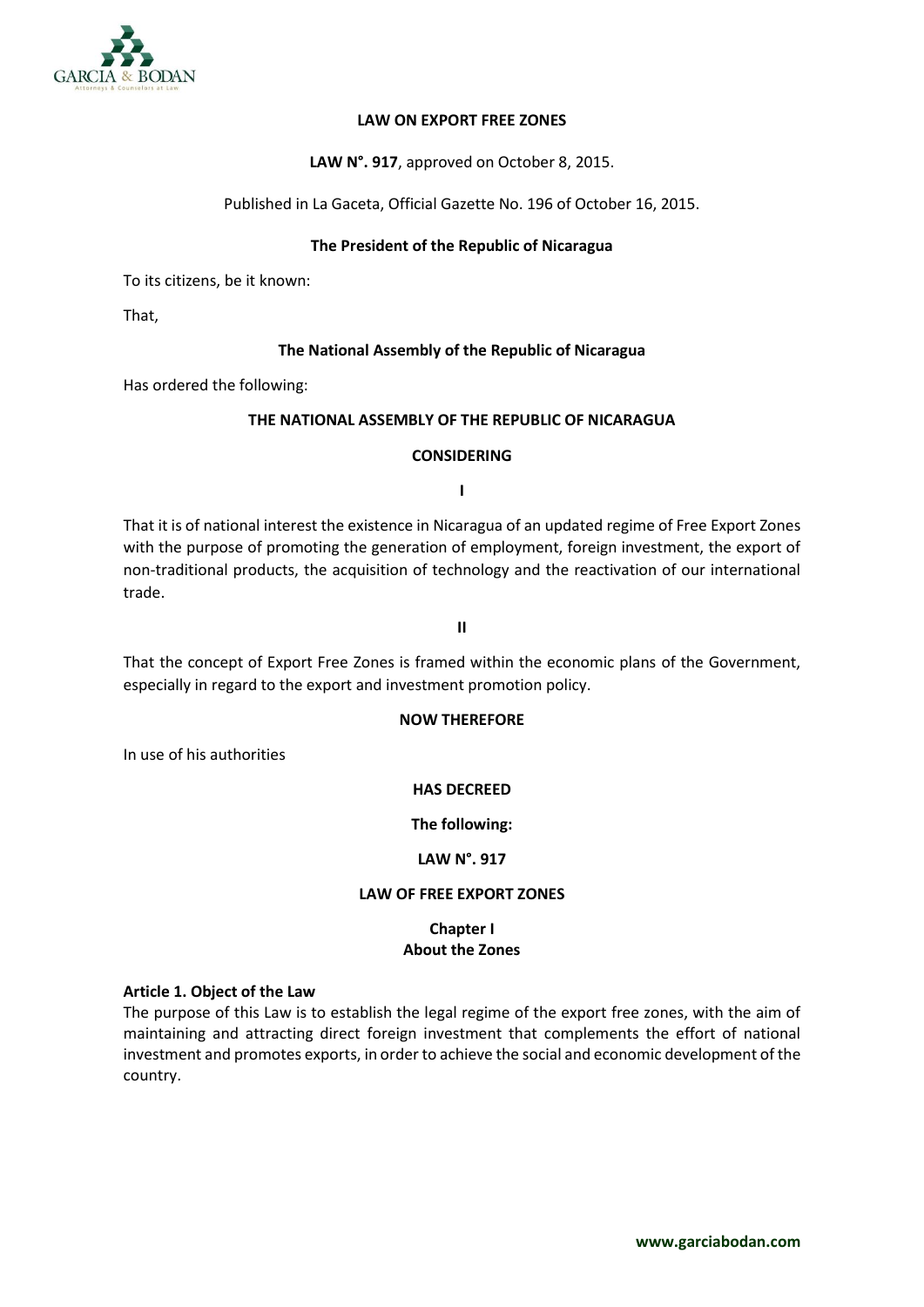**LAW ON EXPORT FREE ZONES**

**LAW N°. 917**, approved on October 8, 2015.

Published in La Gaceta, Official Gazette No. 196 of October 16, 2015.

**The President of the Republic of Nicaragua**

To its citizens, be it known:

That,

**The National Assembly of the Republic of Nicaragua**

Has ordered the following:

**THE NATIONAL ASSEMBLY OF THE REPUBLIC OF NICARAGUA**

**CONSIDERING**

**I**

That it is of national interest the existence in Nicaragua of an updated regime of Free Export Zones with the purpose of promoting the generation of employment, foreign investment, the export of non-traditional products, the acquisition of technology and the reactivation of our international trade.

**II**

That the concept of Export Free Zones is framed within the economic plans of the Government, especially in regard to the export and investment promotion policy.

**NOW THEREFORE**

In use of his authorities

**HAS DECREED**

**The following:**

**LAW N°. 917**

**LAW OF FREE EXPORT ZONES**

## Chapter I
## About the Zones

**Article 1. Object of the Law**

The purpose of this Law is to establish the legal regime of the export free zones, with the aim of maintaining and attracting direct foreign investment that complements the effort of national investment and promotes exports, in order to achieve the social and economic development of the country.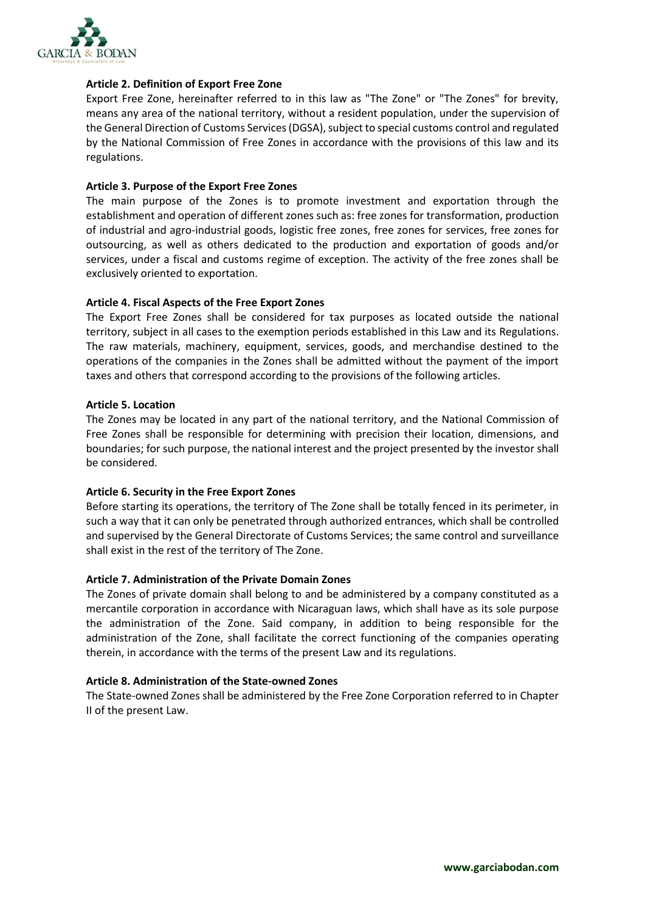**Article 2. Definition of Export Free Zone**

Export Free Zone, hereinafter referred to in this law as "The Zone" or "The Zones" for brevity, means any area of the national territory, without a resident population, under the supervision of the General Direction of Customs Services (DGSA), subject to special customs control and regulated by the National Commission of Free Zones in accordance with the provisions of this law and its regulations.

**Article 3. Purpose of the Export Free Zones**

The main purpose of the Zones is to promote investment and exportation through the establishment and operation of different zones such as: free zones for transformation, production of industrial and agro-industrial goods, logistic free zones, free zones for services, free zones for outsourcing, as well as others dedicated to the production and exportation of goods and/or services, under a fiscal and customs regime of exception. The activity of the free zones shall be exclusively oriented to exportation.

**Article 4. Fiscal Aspects of the Free Export Zones**

The Export Free Zones shall be considered for tax purposes as located outside the national territory, subject in all cases to the exemption periods established in this Law and its Regulations. The raw materials, machinery, equipment, services, goods, and merchandise destined to the operations of the companies in the Zones shall be admitted without the payment of the import taxes and others that correspond according to the provisions of the following articles.

**Article 5. Location**

The Zones may be located in any part of the national territory, and the National Commission of Free Zones shall be responsible for determining with precision their location, dimensions, and boundaries; for such purpose, the national interest and the project presented by the investor shall be considered.

**Article 6. Security in the Free Export Zones**

Before starting its operations, the territory of The Zone shall be totally fenced in its perimeter, in such a way that it can only be penetrated through authorized entrances, which shall be controlled and supervised by the General Directorate of Customs Services; the same control and surveillance shall exist in the rest of the territory of The Zone.

**Article 7. Administration of the Private Domain Zones**

The Zones of private domain shall belong to and be administered by a company constituted as a mercantile corporation in accordance with Nicaraguan laws, which shall have as its sole purpose the administration of the Zone. Said company, in addition to being responsible for the administration of the Zone, shall facilitate the correct functioning of the companies operating therein, in accordance with the terms of the present Law and its regulations.

**Article 8. Administration of the State-owned Zones**

The State-owned Zones shall be administered by the Free Zone Corporation referred to in Chapter II of the present Law.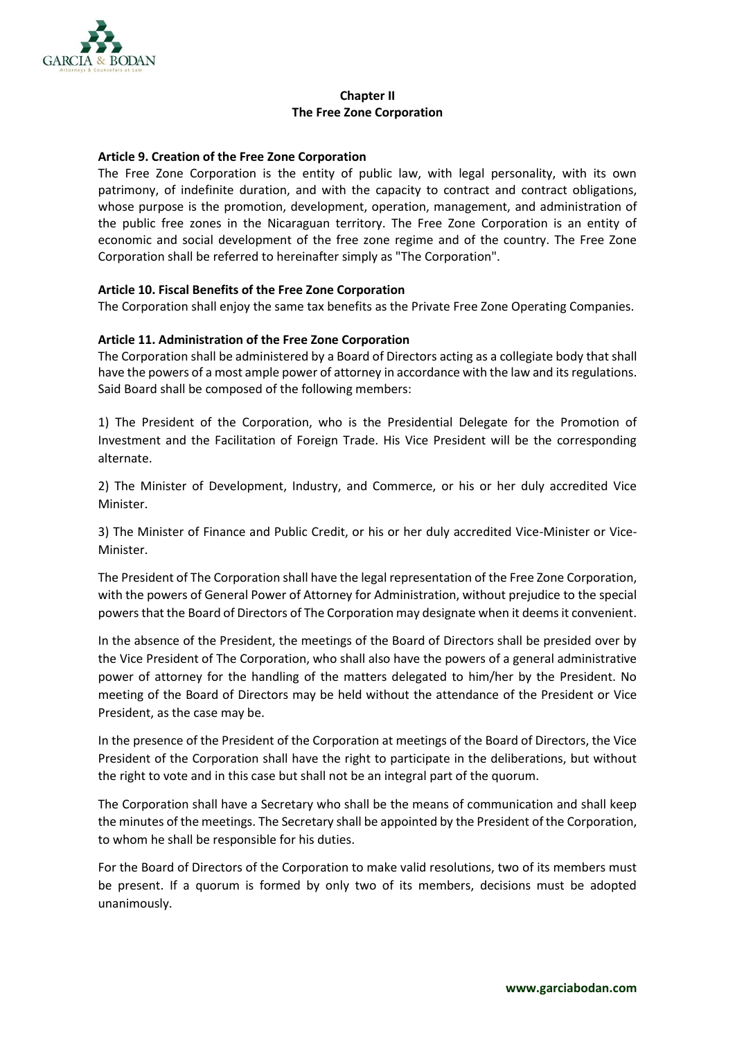## Chapter II
## The Free Zone Corporation

### Article 9. Creation of the Free Zone Corporation

The Free Zone Corporation is the entity of public law, with legal personality, with its own patrimony, of indefinite duration, and with the capacity to contract and contract obligations, whose purpose is the promotion, development, operation, management, and administration of the public free zones in the Nicaraguan territory. The Free Zone Corporation is an entity of economic and social development of the free zone regime and of the country. The Free Zone Corporation shall be referred to hereinafter simply as "The Corporation".

### Article 10. Fiscal Benefits of the Free Zone Corporation

The Corporation shall enjoy the same tax benefits as the Private Free Zone Operating Companies.

### Article 11. Administration of the Free Zone Corporation

The Corporation shall be administered by a Board of Directors acting as a collegiate body that shall have the powers of a most ample power of attorney in accordance with the law and its regulations. Said Board shall be composed of the following members:

1) The President of the Corporation, who is the Presidential Delegate for the Promotion of Investment and the Facilitation of Foreign Trade. His Vice President will be the corresponding alternate.

2) The Minister of Development, Industry, and Commerce, or his or her duly accredited Vice Minister.

3) The Minister of Finance and Public Credit, or his or her duly accredited Vice-Minister or Vice-Minister.

The President of The Corporation shall have the legal representation of the Free Zone Corporation, with the powers of General Power of Attorney for Administration, without prejudice to the special powers that the Board of Directors of The Corporation may designate when it deems it convenient.

In the absence of the President, the meetings of the Board of Directors shall be presided over by the Vice President of The Corporation, who shall also have the powers of a general administrative power of attorney for the handling of the matters delegated to him/her by the President. No meeting of the Board of Directors may be held without the attendance of the President or Vice President, as the case may be.

In the presence of the President of the Corporation at meetings of the Board of Directors, the Vice President of the Corporation shall have the right to participate in the deliberations, but without the right to vote and in this case but shall not be an integral part of the quorum.

The Corporation shall have a Secretary who shall be the means of communication and shall keep the minutes of the meetings. The Secretary shall be appointed by the President of the Corporation, to whom he shall be responsible for his duties.

For the Board of Directors of the Corporation to make valid resolutions, two of its members must be present. If a quorum is formed by only two of its members, decisions must be adopted unanimously.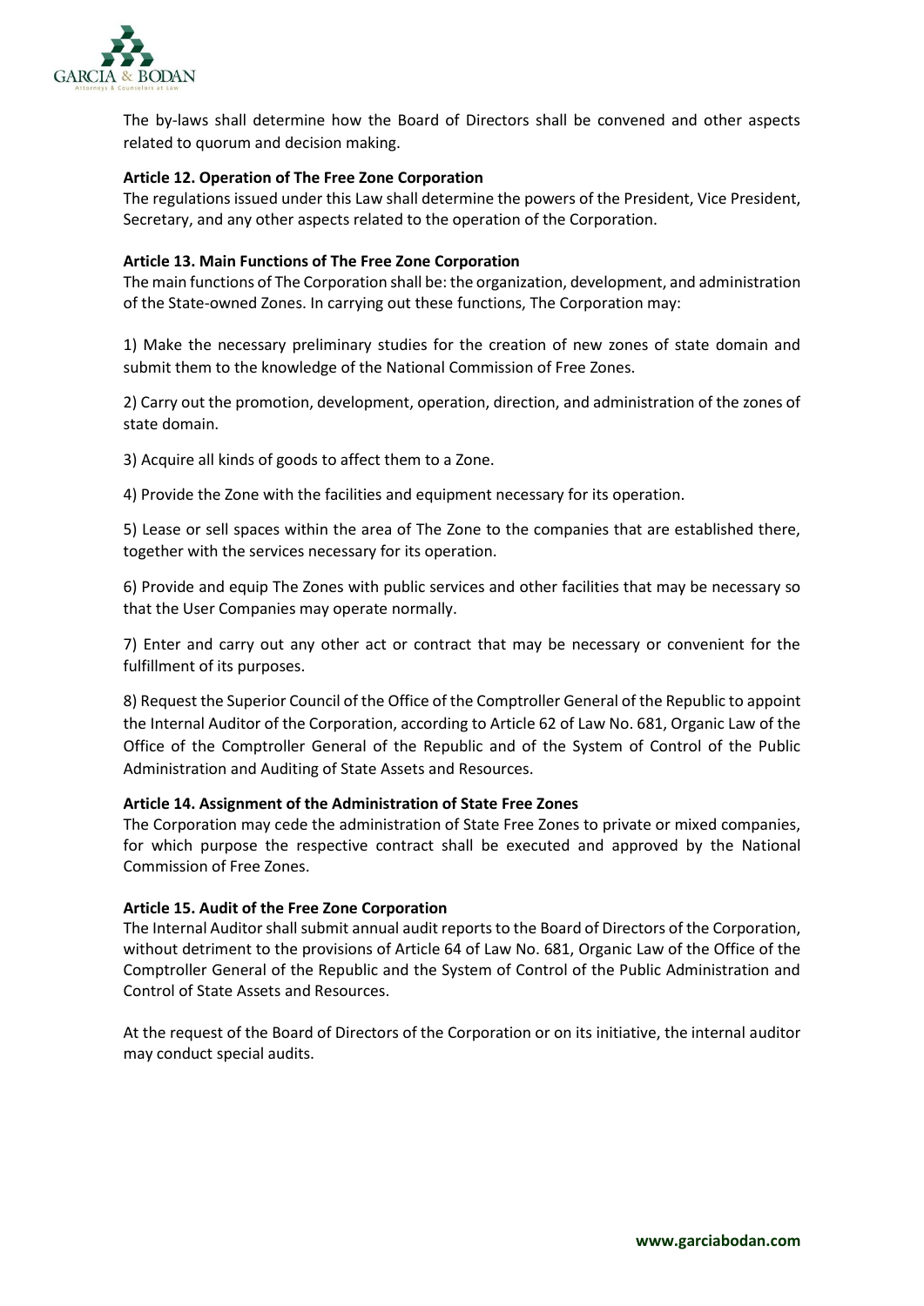The by-laws shall determine how the Board of Directors shall be convened and other aspects related to quorum and decision making.

**Article 12. Operation of The Free Zone Corporation**

The regulations issued under this Law shall determine the powers of the President, Vice President, Secretary, and any other aspects related to the operation of the Corporation.

**Article 13. Main Functions of The Free Zone Corporation**

The main functions of The Corporation shall be: the organization, development, and administration of the State-owned Zones. In carrying out these functions, The Corporation may:

1) Make the necessary preliminary studies for the creation of new zones of state domain and submit them to the knowledge of the National Commission of Free Zones.

2) Carry out the promotion, development, operation, direction, and administration of the zones of state domain.

3) Acquire all kinds of goods to affect them to a Zone.

4) Provide the Zone with the facilities and equipment necessary for its operation.

5) Lease or sell spaces within the area of The Zone to the companies that are established there, together with the services necessary for its operation.

6) Provide and equip The Zones with public services and other facilities that may be necessary so that the User Companies may operate normally.

7) Enter and carry out any other act or contract that may be necessary or convenient for the fulfillment of its purposes.

8) Request the Superior Council of the Office of the Comptroller General of the Republic to appoint the Internal Auditor of the Corporation, according to Article 62 of Law No. 681, Organic Law of the Office of the Comptroller General of the Republic and of the System of Control of the Public Administration and Auditing of State Assets and Resources.

**Article 14. Assignment of the Administration of State Free Zones**

The Corporation may cede the administration of State Free Zones to private or mixed companies, for which purpose the respective contract shall be executed and approved by the National Commission of Free Zones.

**Article 15. Audit of the Free Zone Corporation**

The Internal Auditor shall submit annual audit reports to the Board of Directors of the Corporation, without detriment to the provisions of Article 64 of Law No. 681, Organic Law of the Office of the Comptroller General of the Republic and the System of Control of the Public Administration and Control of State Assets and Resources.

At the request of the Board of Directors of the Corporation or on its initiative, the internal auditor may conduct special audits.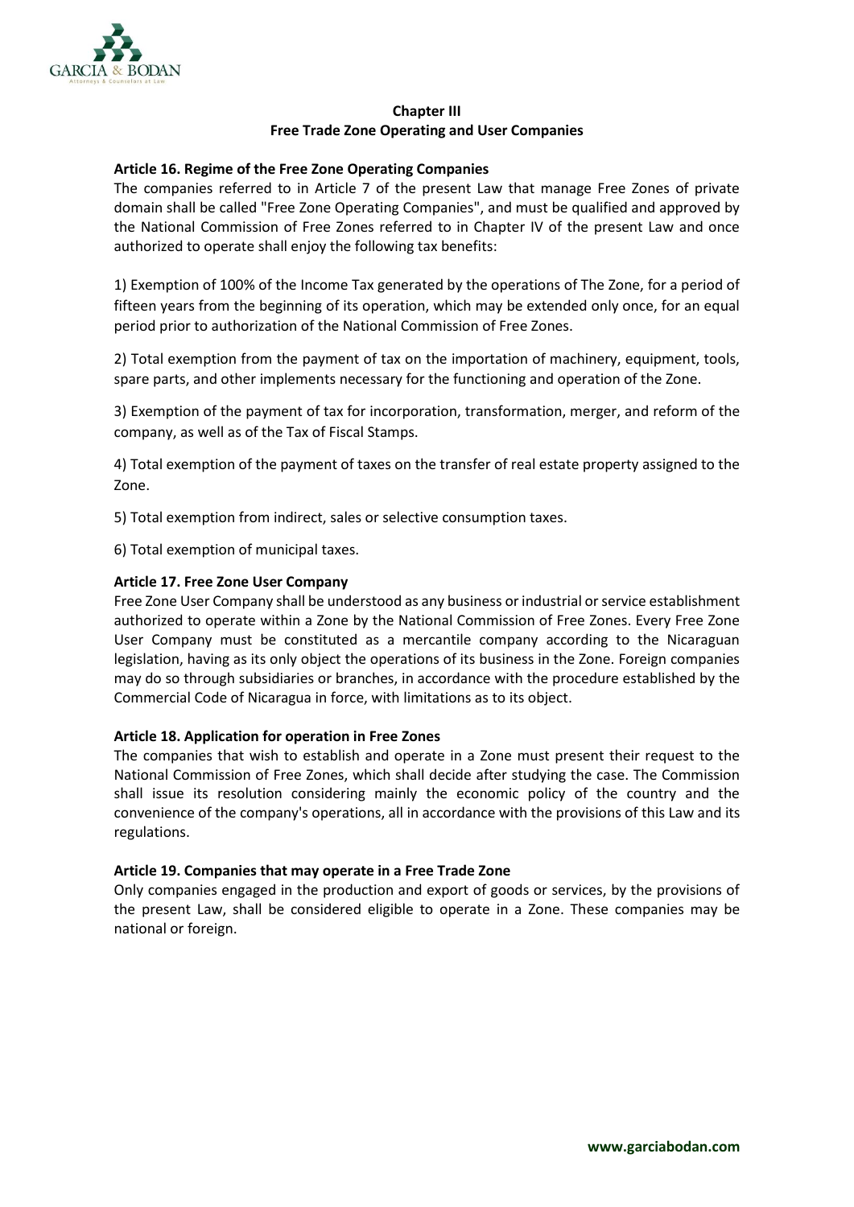## Chapter III
## Free Trade Zone Operating and User Companies

**Article 16. Regime of the Free Zone Operating Companies**

The companies referred to in Article 7 of the present Law that manage Free Zones of private domain shall be called "Free Zone Operating Companies", and must be qualified and approved by the National Commission of Free Zones referred to in Chapter IV of the present Law and once authorized to operate shall enjoy the following tax benefits:

1) Exemption of 100% of the Income Tax generated by the operations of The Zone, for a period of fifteen years from the beginning of its operation, which may be extended only once, for an equal period prior to authorization of the National Commission of Free Zones.

2) Total exemption from the payment of tax on the importation of machinery, equipment, tools, spare parts, and other implements necessary for the functioning and operation of the Zone.

3) Exemption of the payment of tax for incorporation, transformation, merger, and reform of the company, as well as of the Tax of Fiscal Stamps.

4) Total exemption of the payment of taxes on the transfer of real estate property assigned to the Zone.

5) Total exemption from indirect, sales or selective consumption taxes.

6) Total exemption of municipal taxes.

**Article 17. Free Zone User Company**

Free Zone User Company shall be understood as any business or industrial or service establishment authorized to operate within a Zone by the National Commission of Free Zones. Every Free Zone User Company must be constituted as a mercantile company according to the Nicaraguan legislation, having as its only object the operations of its business in the Zone. Foreign companies may do so through subsidiaries or branches, in accordance with the procedure established by the Commercial Code of Nicaragua in force, with limitations as to its object.

**Article 18. Application for operation in Free Zones**

The companies that wish to establish and operate in a Zone must present their request to the National Commission of Free Zones, which shall decide after studying the case. The Commission shall issue its resolution considering mainly the economic policy of the country and the convenience of the company's operations, all in accordance with the provisions of this Law and its regulations.

**Article 19. Companies that may operate in a Free Trade Zone**

Only companies engaged in the production and export of goods or services, by the provisions of the present Law, shall be considered eligible to operate in a Zone. These companies may be national or foreign.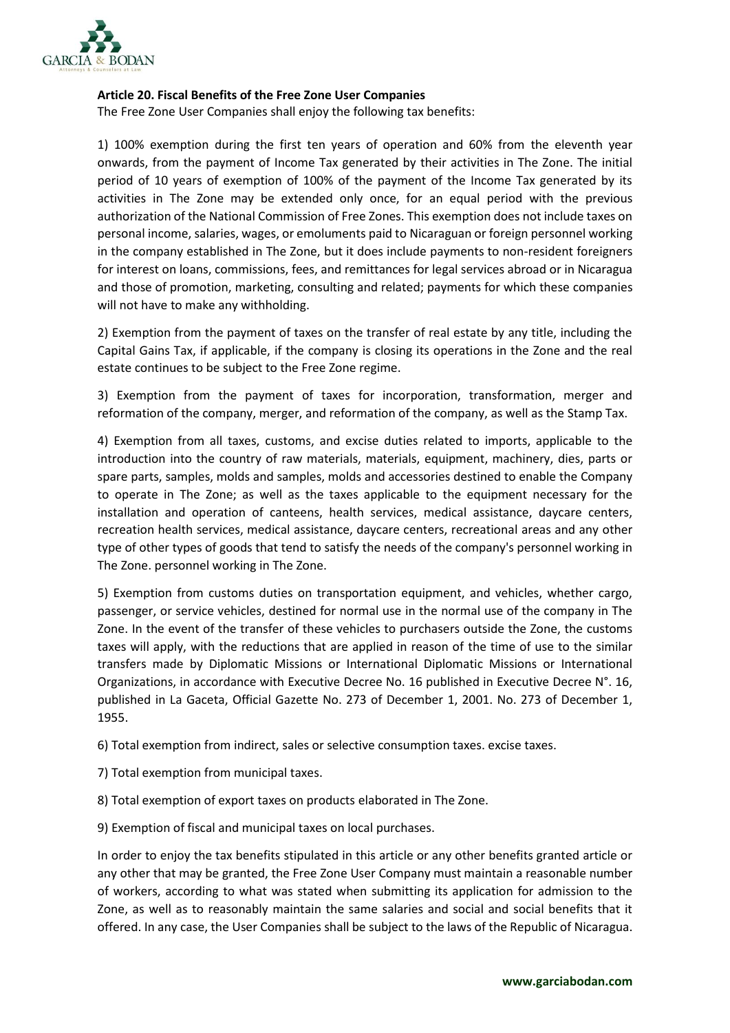**Article 20. Fiscal Benefits of the Free Zone User Companies**

The Free Zone User Companies shall enjoy the following tax benefits:

1) 100% exemption during the first ten years of operation and 60% from the eleventh year onwards, from the payment of Income Tax generated by their activities in The Zone. The initial period of 10 years of exemption of 100% of the payment of the Income Tax generated by its activities in The Zone may be extended only once, for an equal period with the previous authorization of the National Commission of Free Zones. This exemption does not include taxes on personal income, salaries, wages, or emoluments paid to Nicaraguan or foreign personnel working in the company established in The Zone, but it does include payments to non-resident foreigners for interest on loans, commissions, fees, and remittances for legal services abroad or in Nicaragua and those of promotion, marketing, consulting and related; payments for which these companies will not have to make any withholding.

2) Exemption from the payment of taxes on the transfer of real estate by any title, including the Capital Gains Tax, if applicable, if the company is closing its operations in the Zone and the real estate continues to be subject to the Free Zone regime.

3) Exemption from the payment of taxes for incorporation, transformation, merger and reformation of the company, merger, and reformation of the company, as well as the Stamp Tax.

4) Exemption from all taxes, customs, and excise duties related to imports, applicable to the introduction into the country of raw materials, materials, equipment, machinery, dies, parts or spare parts, samples, molds and samples, molds and accessories destined to enable the Company to operate in The Zone; as well as the taxes applicable to the equipment necessary for the installation and operation of canteens, health services, medical assistance, daycare centers, recreation health services, medical assistance, daycare centers, recreational areas and any other type of other types of goods that tend to satisfy the needs of the company's personnel working in The Zone. personnel working in The Zone.

5) Exemption from customs duties on transportation equipment, and vehicles, whether cargo, passenger, or service vehicles, destined for normal use in the normal use of the company in The Zone. In the event of the transfer of these vehicles to purchasers outside the Zone, the customs taxes will apply, with the reductions that are applied in reason of the time of use to the similar transfers made by Diplomatic Missions or International Diplomatic Missions or International Organizations, in accordance with Executive Decree No. 16 published in Executive Decree N°. 16, published in La Gaceta, Official Gazette No. 273 of December 1, 2001. No. 273 of December 1, 1955.

6) Total exemption from indirect, sales or selective consumption taxes. excise taxes.

7) Total exemption from municipal taxes.

8) Total exemption of export taxes on products elaborated in The Zone.

9) Exemption of fiscal and municipal taxes on local purchases.

In order to enjoy the tax benefits stipulated in this article or any other benefits granted article or any other that may be granted, the Free Zone User Company must maintain a reasonable number of workers, according to what was stated when submitting its application for admission to the Zone, as well as to reasonably maintain the same salaries and social and social benefits that it offered. In any case, the User Companies shall be subject to the laws of the Republic of Nicaragua.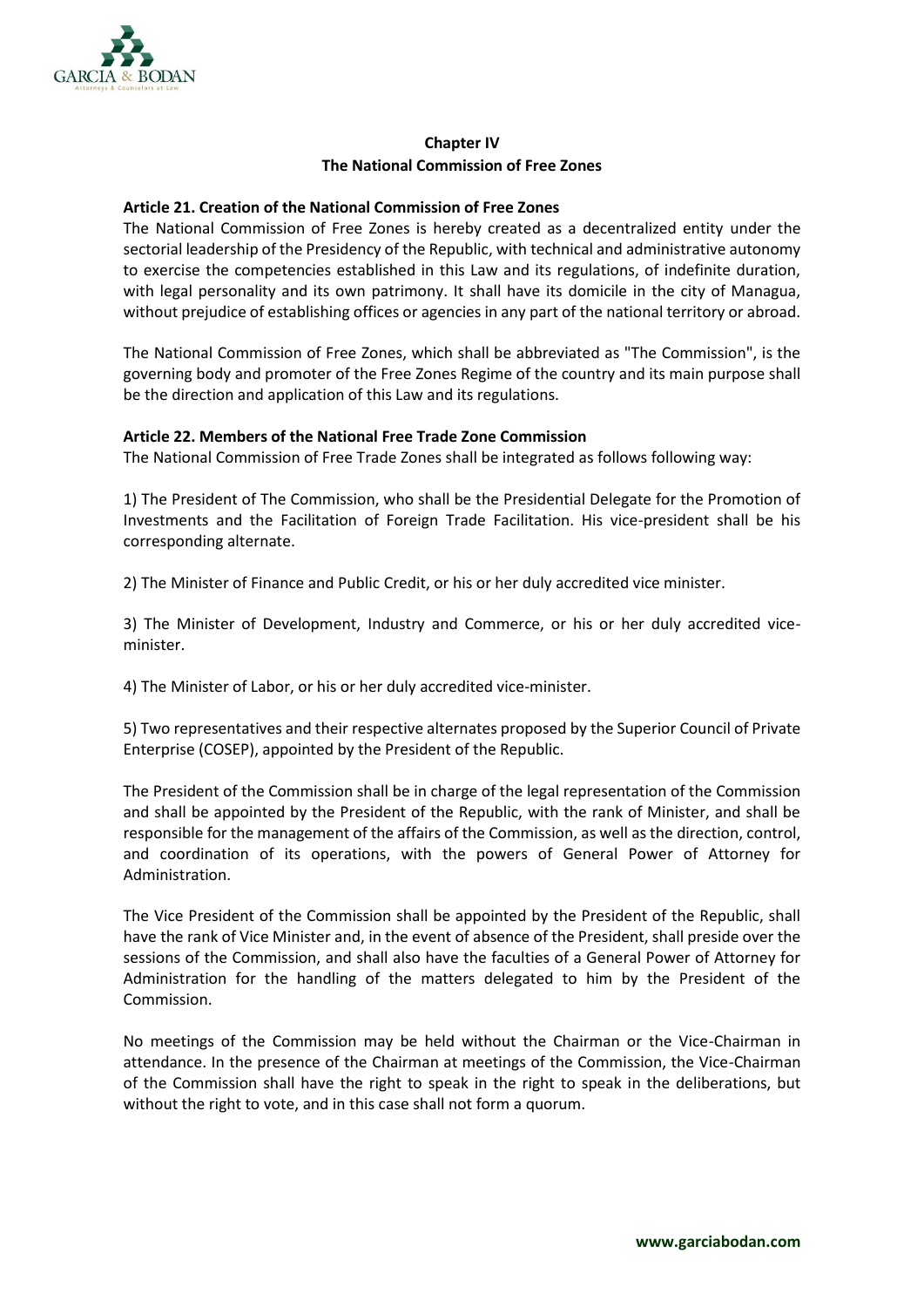## Chapter IV
## The National Commission of Free Zones

**Article 21. Creation of the National Commission of Free Zones**

The National Commission of Free Zones is hereby created as a decentralized entity under the sectorial leadership of the Presidency of the Republic, with technical and administrative autonomy to exercise the competencies established in this Law and its regulations, of indefinite duration, with legal personality and its own patrimony. It shall have its domicile in the city of Managua, without prejudice of establishing offices or agencies in any part of the national territory or abroad.

The National Commission of Free Zones, which shall be abbreviated as "The Commission", is the governing body and promoter of the Free Zones Regime of the country and its main purpose shall be the direction and application of this Law and its regulations.

**Article 22. Members of the National Free Trade Zone Commission**

The National Commission of Free Trade Zones shall be integrated as follows following way:

1) The President of The Commission, who shall be the Presidential Delegate for the Promotion of Investments and the Facilitation of Foreign Trade Facilitation. His vice-president shall be his corresponding alternate.

2) The Minister of Finance and Public Credit, or his or her duly accredited vice minister.

3) The Minister of Development, Industry and Commerce, or his or her duly accredited vice-minister.

4) The Minister of Labor, or his or her duly accredited vice-minister.

5) Two representatives and their respective alternates proposed by the Superior Council of Private Enterprise (COSEP), appointed by the President of the Republic.

The President of the Commission shall be in charge of the legal representation of the Commission and shall be appointed by the President of the Republic, with the rank of Minister, and shall be responsible for the management of the affairs of the Commission, as well as the direction, control, and coordination of its operations, with the powers of General Power of Attorney for Administration.

The Vice President of the Commission shall be appointed by the President of the Republic, shall have the rank of Vice Minister and, in the event of absence of the President, shall preside over the sessions of the Commission, and shall also have the faculties of a General Power of Attorney for Administration for the handling of the matters delegated to him by the President of the Commission.

No meetings of the Commission may be held without the Chairman or the Vice-Chairman in attendance. In the presence of the Chairman at meetings of the Commission, the Vice-Chairman of the Commission shall have the right to speak in the right to speak in the deliberations, but without the right to vote, and in this case shall not form a quorum.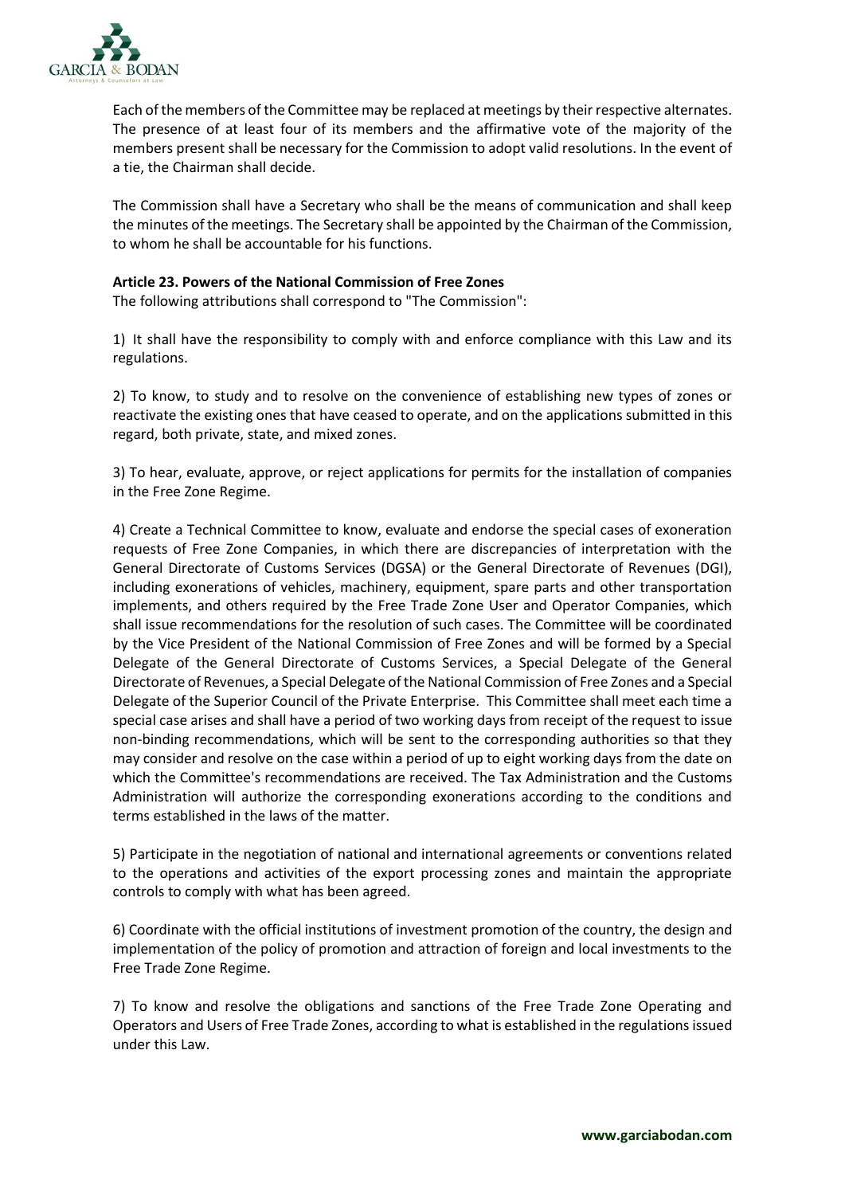Each of the members of the Committee may be replaced at meetings by their respective alternates. The presence of at least four of its members and the affirmative vote of the majority of the members present shall be necessary for the Commission to adopt valid resolutions. In the event of a tie, the Chairman shall decide.

The Commission shall have a Secretary who shall be the means of communication and shall keep the minutes of the meetings. The Secretary shall be appointed by the Chairman of the Commission, to whom he shall be accountable for his functions.

**Article 23. Powers of the National Commission of Free Zones**

The following attributions shall correspond to "The Commission":

1) It shall have the responsibility to comply with and enforce compliance with this Law and its regulations.

2) To know, to study and to resolve on the convenience of establishing new types of zones or reactivate the existing ones that have ceased to operate, and on the applications submitted in this regard, both private, state, and mixed zones.

3) To hear, evaluate, approve, or reject applications for permits for the installation of companies in the Free Zone Regime.

4) Create a Technical Committee to know, evaluate and endorse the special cases of exoneration requests of Free Zone Companies, in which there are discrepancies of interpretation with the General Directorate of Customs Services (DGSA) or the General Directorate of Revenues (DGI), including exonerations of vehicles, machinery, equipment, spare parts and other transportation implements, and others required by the Free Trade Zone User and Operator Companies, which shall issue recommendations for the resolution of such cases. The Committee will be coordinated by the Vice President of the National Commission of Free Zones and will be formed by a Special Delegate of the General Directorate of Customs Services, a Special Delegate of the General Directorate of Revenues, a Special Delegate of the National Commission of Free Zones and a Special Delegate of the Superior Council of the Private Enterprise. This Committee shall meet each time a special case arises and shall have a period of two working days from receipt of the request to issue non-binding recommendations, which will be sent to the corresponding authorities so that they may consider and resolve on the case within a period of up to eight working days from the date on which the Committee's recommendations are received. The Tax Administration and the Customs Administration will authorize the corresponding exonerations according to the conditions and terms established in the laws of the matter.

5) Participate in the negotiation of national and international agreements or conventions related to the operations and activities of the export processing zones and maintain the appropriate controls to comply with what has been agreed.

6) Coordinate with the official institutions of investment promotion of the country, the design and implementation of the policy of promotion and attraction of foreign and local investments to the Free Trade Zone Regime.

7) To know and resolve the obligations and sanctions of the Free Trade Zone Operating and Operators and Users of Free Trade Zones, according to what is established in the regulations issued under this Law.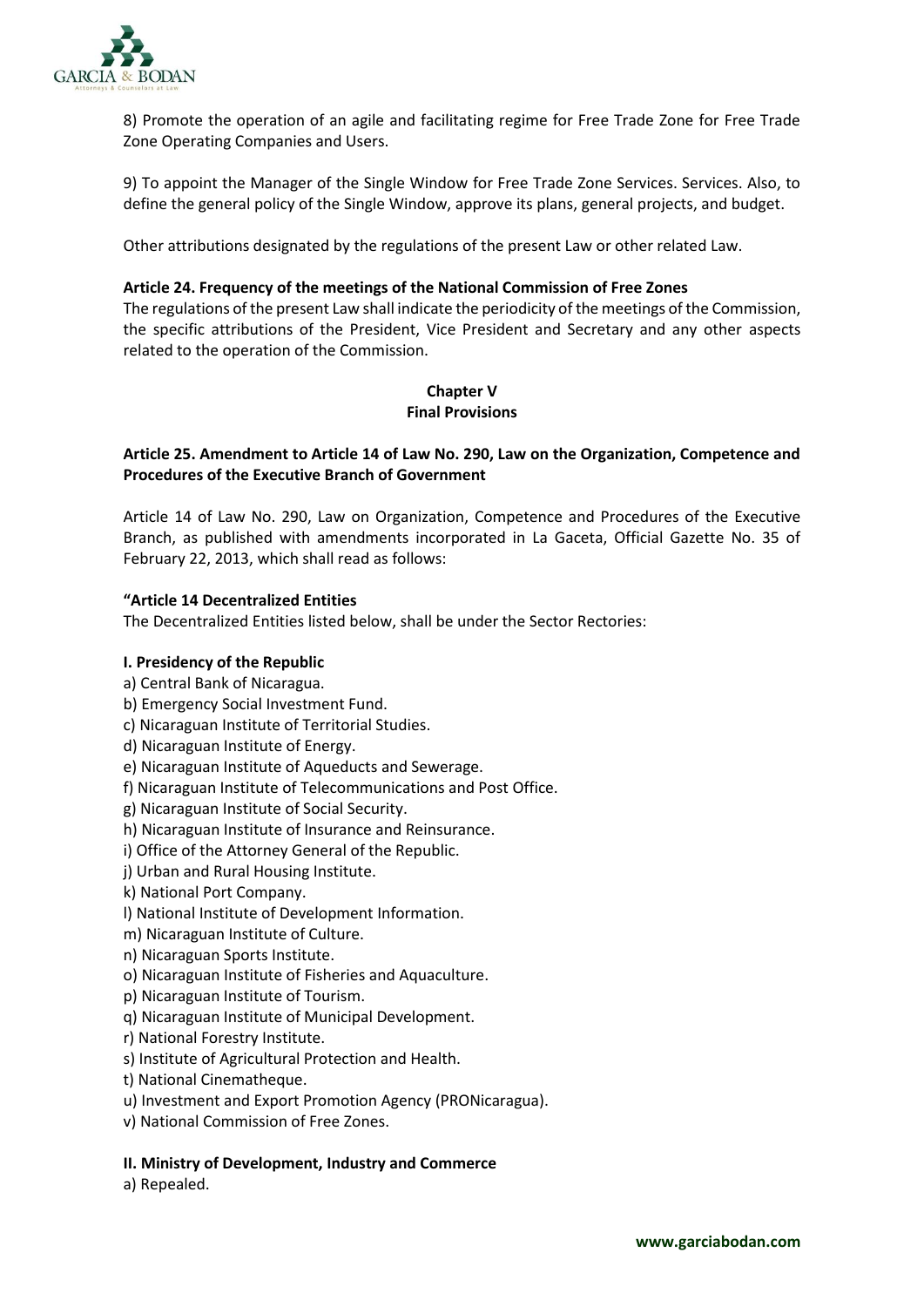8) Promote the operation of an agile and facilitating regime for Free Trade Zone for Free Trade Zone Operating Companies and Users.

9) To appoint the Manager of the Single Window for Free Trade Zone Services. Services. Also, to define the general policy of the Single Window, approve its plans, general projects, and budget.

Other attributions designated by the regulations of the present Law or other related Law.

**Article 24. Frequency of the meetings of the National Commission of Free Zones**
The regulations of the present Law shall indicate the periodicity of the meetings of the Commission, the specific attributions of the President, Vice President and Secretary and any other aspects related to the operation of the Commission.

## Chapter V
## Final Provisions

**Article 25. Amendment to Article 14 of Law No. 290, Law on the Organization, Competence and Procedures of the Executive Branch of Government**

Article 14 of Law No. 290, Law on Organization, Competence and Procedures of the Executive Branch, as published with amendments incorporated in La Gaceta, Official Gazette No. 35 of February 22, 2013, which shall read as follows:

**"Article 14 Decentralized Entities**
The Decentralized Entities listed below, shall be under the Sector Rectories:

**I. Presidency of the Republic**
a) Central Bank of Nicaragua.
b) Emergency Social Investment Fund.
c) Nicaraguan Institute of Territorial Studies.
d) Nicaraguan Institute of Energy.
e) Nicaraguan Institute of Aqueducts and Sewerage.
f) Nicaraguan Institute of Telecommunications and Post Office.
g) Nicaraguan Institute of Social Security.
h) Nicaraguan Institute of Insurance and Reinsurance.
i) Office of the Attorney General of the Republic.
j) Urban and Rural Housing Institute.
k) National Port Company.
l) National Institute of Development Information.
m) Nicaraguan Institute of Culture.
n) Nicaraguan Sports Institute.
o) Nicaraguan Institute of Fisheries and Aquaculture.
p) Nicaraguan Institute of Tourism.
q) Nicaraguan Institute of Municipal Development.
r) National Forestry Institute.
s) Institute of Agricultural Protection and Health.
t) National Cinematheque.
u) Investment and Export Promotion Agency (PRONicaragua).
v) National Commission of Free Zones.

**II. Ministry of Development, Industry and Commerce**
a) Repealed.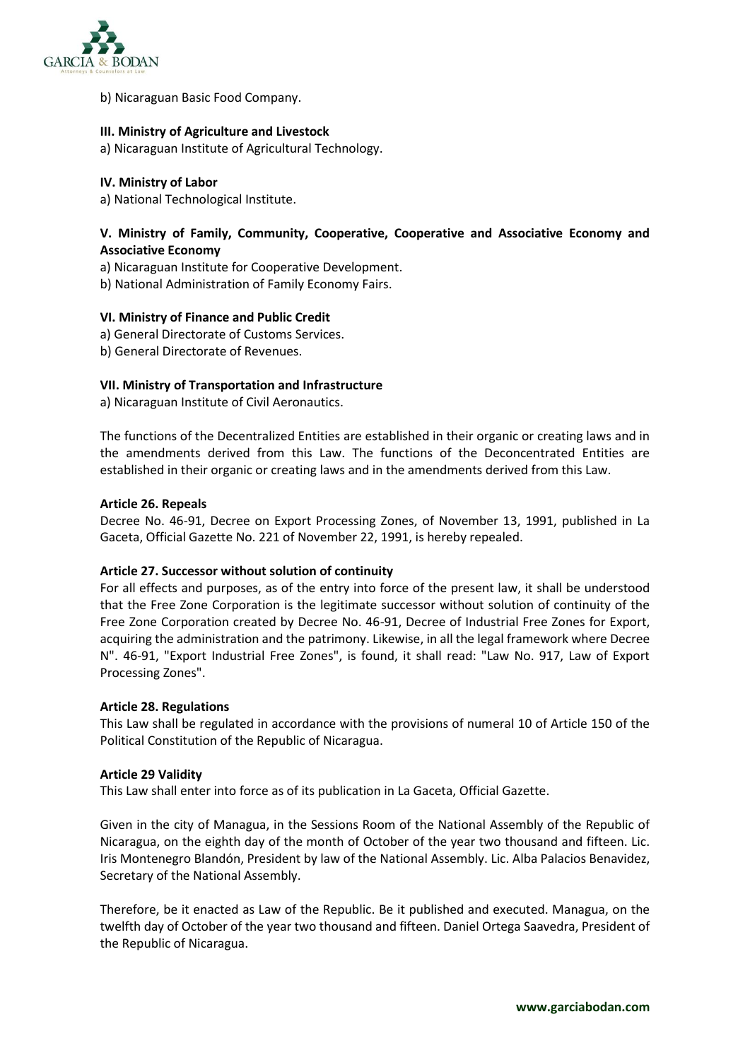b) Nicaraguan Basic Food Company.

**III. Ministry of Agriculture and Livestock**

a) Nicaraguan Institute of Agricultural Technology.

**IV. Ministry of Labor**

a) National Technological Institute.

**V. Ministry of Family, Community, Cooperative, Cooperative and Associative Economy and Associative Economy**

a) Nicaraguan Institute for Cooperative Development.

b) National Administration of Family Economy Fairs.

**VI. Ministry of Finance and Public Credit**

a) General Directorate of Customs Services.

b) General Directorate of Revenues.

**VII. Ministry of Transportation and Infrastructure**

a) Nicaraguan Institute of Civil Aeronautics.

The functions of the Decentralized Entities are established in their organic or creating laws and in the amendments derived from this Law. The functions of the Deconcentrated Entities are established in their organic or creating laws and in the amendments derived from this Law.

**Article 26. Repeals**

Decree No. 46-91, Decree on Export Processing Zones, of November 13, 1991, published in La Gaceta, Official Gazette No. 221 of November 22, 1991, is hereby repealed.

**Article 27. Successor without solution of continuity**

For all effects and purposes, as of the entry into force of the present law, it shall be understood that the Free Zone Corporation is the legitimate successor without solution of continuity of the Free Zone Corporation created by Decree No. 46-91, Decree of Industrial Free Zones for Export, acquiring the administration and the patrimony. Likewise, in all the legal framework where Decree N". 46-91, "Export Industrial Free Zones", is found, it shall read: "Law No. 917, Law of Export Processing Zones".

**Article 28. Regulations**

This Law shall be regulated in accordance with the provisions of numeral 10 of Article 150 of the Political Constitution of the Republic of Nicaragua.

**Article 29 Validity**

This Law shall enter into force as of its publication in La Gaceta, Official Gazette.

Given in the city of Managua, in the Sessions Room of the National Assembly of the Republic of Nicaragua, on the eighth day of the month of October of the year two thousand and fifteen. Lic. Iris Montenegro Blandón, President by law of the National Assembly. Lic. Alba Palacios Benavidez, Secretary of the National Assembly.

Therefore, be it enacted as Law of the Republic. Be it published and executed. Managua, on the twelfth day of October of the year two thousand and fifteen. Daniel Ortega Saavedra, President of the Republic of Nicaragua.